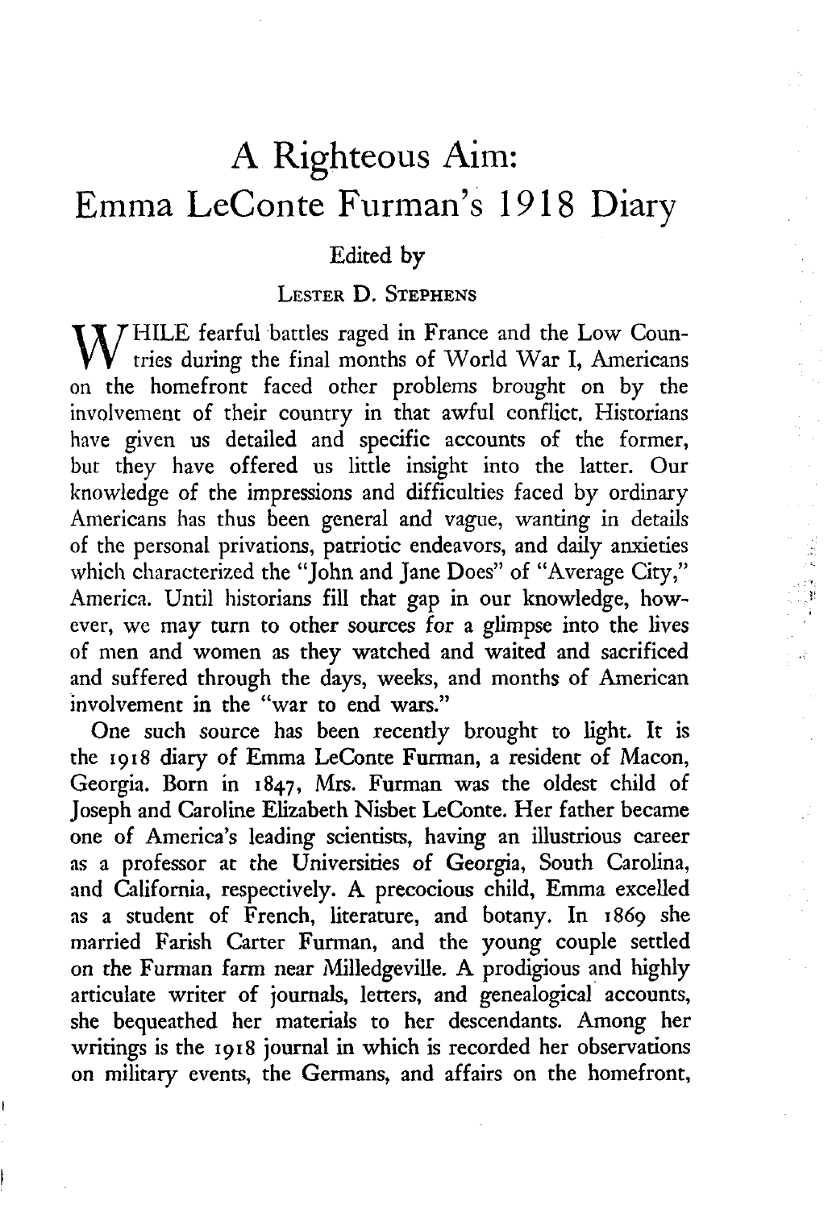# A Righteous Aim: Emma LeConte Furman's 1918 Diary

Edited by

LESTER D. STEPHENS

WHILE fearful battles raged in France and the Low Countries during the final months of World War I, Americans on the homefront faced other problems brought on by the involvement of their country in that awful conflict. Historians have given us detailed and specific accounts of the former, but they have offered us little insight into the latter. Our knowledge of the impressions and difficulties faced by ordinary Americans has thus been general and vague, wanting in details of the personal privations, patriotic endeavors, and daily anxieties which characterized the "John and Jane Does" of "Average City," America. Until historians fill that gap in our knowledge, however, we may turn to other sources for a glimpse into the lives of men and women as they watched and waited and sacrificed and suffered through the days, weeks, and months of American involvement in the "war to end wars."

One such source has been recently brought to light. It is the 1918 diary of Emma LeConte Furman, a resident of Macon, Georgia. Born in 1847, Mrs. Furman was the oldest child of Joseph and Caroline Elizabeth Nisbet LeConte. Her father became one of America's leading scientists, having an illustrious career as a professor at the Universities of Georgia, South Carolina, and California, respectively. A precocious child, Emma excelled as a student of French, literature, and botany. In 1869 she married Farish Carter Furman, and the young couple settled on the Furman farm near Milledgeville. A prodigious and highly articulate writer of journals, letters, and genealogical accounts, she bequeathed her materials to her descendants. Among her writings is the 1918 journal in which is recorded her observations on military events, the Germans, and affairs on the homefront,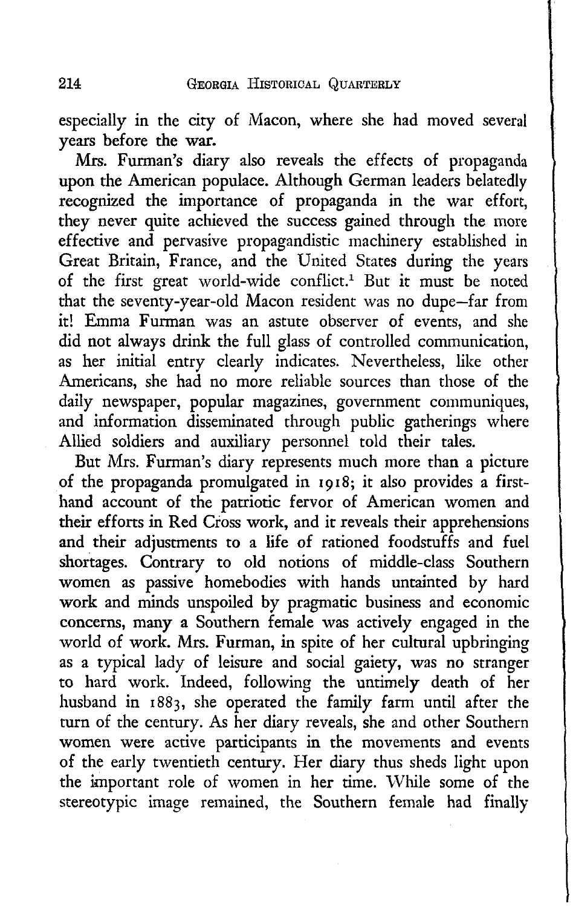especially in the city of Macon, where she had moved several years before the war.

Mrs. Furman's diary also reveals the effects of propaganda upon the American populace. Although German leaders belatedly recognized the importance of propaganda in the war effort, they never quite achieved the success gained through the more effective and pervasive propagandistic machinery established in Great Britain, France, and the United States during the years of the first great world-wide conflict.[1] But it must be noted that the seventy-year-old Macon resident was no dupe—far from it! Emma Furman was an astute observer of events, and she did not always drink the full glass of controlled communication, as her initial entry clearly indicates. Nevertheless, like other Americans, she had no more reliable sources than those of the daily newspaper, popular magazines, government communiques, and information disseminated through public gatherings where Allied soldiers and auxiliary personnel told their tales.

But Mrs. Furman's diary represents much more than a picture of the propaganda promulgated in 1918; it also provides a first-hand account of the patriotic fervor of American women and their efforts in Red Cross work, and it reveals their apprehensions and their adjustments to a life of rationed foodstuffs and fuel shortages. Contrary to old notions of middle-class Southern women as passive homebodies with hands untainted by hard work and minds unspoiled by pragmatic business and economic concerns, many a Southern female was actively engaged in the world of work. Mrs. Furman, in spite of her cultural upbringing as a typical lady of leisure and social gaiety, was no stranger to hard work. Indeed, following the untimely death of her husband in 1883, she operated the family farm until after the turn of the century. As her diary reveals, she and other Southern women were active participants in the movements and events of the early twentieth century. Her diary thus sheds light upon the important role of women in her time. While some of the stereotypic image remained, the Southern female had finally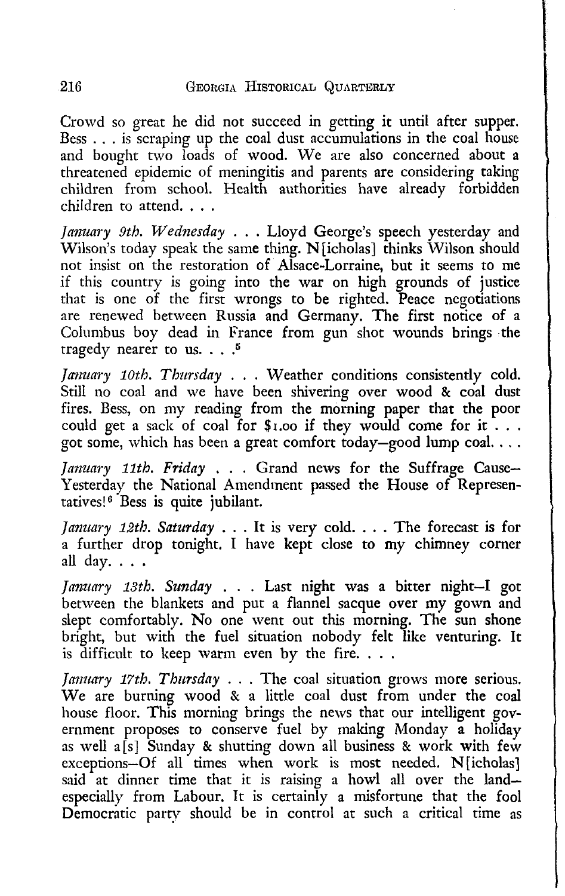Crowd so great he did not succeed in getting it until after supper. Bess . . . is scraping up the coal dust accumulations in the coal house and bought two loads of wood. We are also concerned about a threatened epidemic of meningitis and parents are considering taking children from school. Health authorities have already forbidden children to attend. . . .

*January 9th. Wednesday* . . . Lloyd George's speech yesterday and Wilson's today speak the same thing. N[icholas] thinks Wilson should not insist on the restoration of Alsace-Lorraine, but it seems to me if this country is going into the war on high grounds of justice that is one of the first wrongs to be righted. Peace negotiations are renewed between Russia and Germany. The first notice of a Columbus boy dead in France from gun shot wounds brings the tragedy nearer to us. . . .[5]

*January 10th. Thursday* . . . Weather conditions consistently cold. Still no coal and we have been shivering over wood & coal dust fires. Bess, on my reading from the morning paper that the poor could get a sack of coal for $1.00 if they would come for it . . . got some, which has been a great comfort today—good lump coal. . . .

*January 11th. Friday* . . . Grand news for the Suffrage Cause—Yesterday the National Amendment passed the House of Representatives![6] Bess is quite jubilant.

*January 12th. Saturday* . . . It is very cold. . . . The forecast is for a further drop tonight. I have kept close to my chimney corner all day. . . .

*January 13th. Sunday* . . . Last night was a bitter night—I got between the blankets and put a flannel sacque over my gown and slept comfortably. No one went out this morning. The sun shone bright, but with the fuel situation nobody felt like venturing. It is difficult to keep warm even by the fire. . . .

*January 17th. Thursday* . . . The coal situation grows more serious. We are burning wood & a little coal dust from under the coal house floor. This morning brings the news that our intelligent government proposes to conserve fuel by making Monday a holiday as well a[s] Sunday & shutting down all business & work with few exceptions—Of all times when work is most needed. N[icholas] said at dinner time that it is raising a howl all over the land—especially from Labour. It is certainly a misfortune that the fool Democratic party should be in control at such a critical time as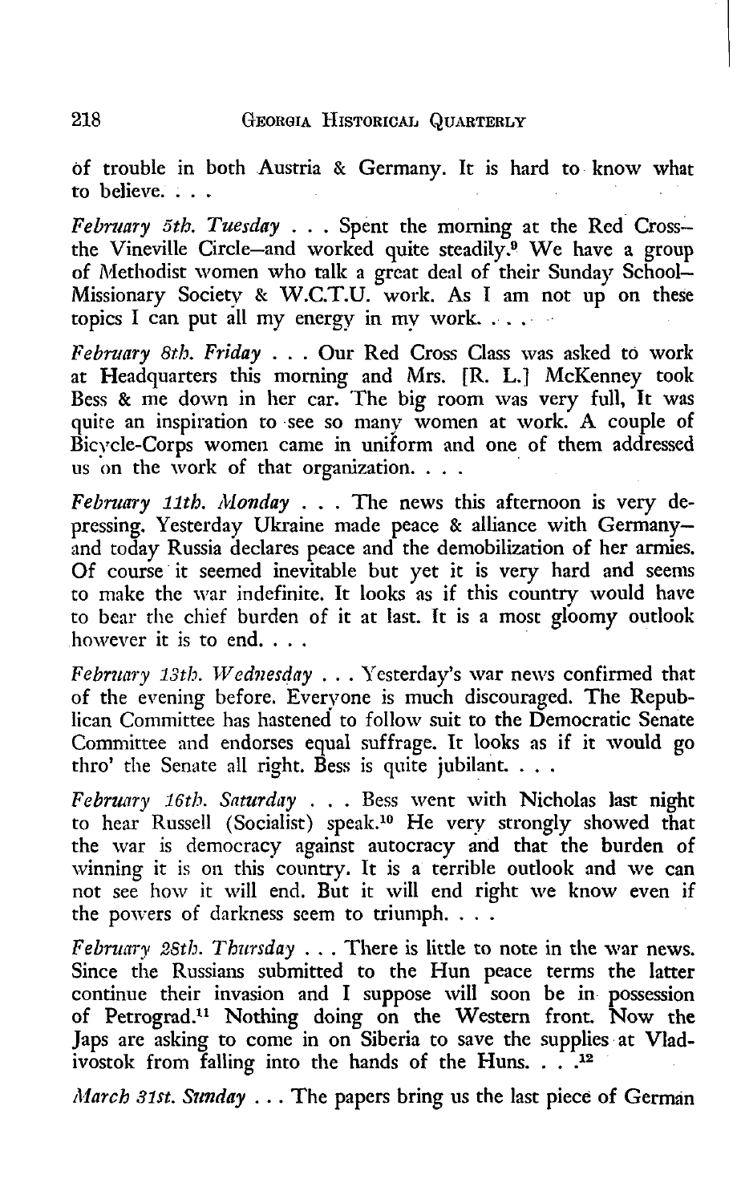of trouble in both Austria & Germany. It is hard to know what to believe. . . .

*February 5th. Tuesday* . . . Spent the morning at the Red Cross—the Vineville Circle—and worked quite steadily.[9] We have a group of Methodist women who talk a great deal of their Sunday School—Missionary Society & W.C.T.U. work. As I am not up on these topics I can put all my energy in my work. . . .

*February 8th. Friday* . . . Our Red Cross Class was asked to work at Headquarters this morning and Mrs. [R. L.] McKenney took Bess & me down in her car. The big room was very full, It was quite an inspiration to see so many women at work. A couple of Bicycle-Corps women came in uniform and one of them addressed us on the work of that organization. . . .

*February 11th. Monday* . . . The news this afternoon is very depressing. Yesterday Ukraine made peace & alliance with Germany—and today Russia declares peace and the demobilization of her armies. Of course it seemed inevitable but yet it is very hard and seems to make the war indefinite. It looks as if this country would have to bear the chief burden of it at last. It is a most gloomy outlook however it is to end. . . .

*February 13th. Wednesday* . . . Yesterday's war news confirmed that of the evening before. Everyone is much discouraged. The Republican Committee has hastened to follow suit to the Democratic Senate Committee and endorses equal suffrage. It looks as if it would go thro' the Senate all right. Bess is quite jubilant. . . .

*February 16th. Saturday* . . . Bess went with Nicholas last night to hear Russell (Socialist) speak.[10] He very strongly showed that the war is democracy against autocracy and that the burden of winning it is on this country. It is a terrible outlook and we can not see how it will end. But it will end right we know even if the powers of darkness seem to triumph. . . .

*February 28th. Thursday* . . . There is little to note in the war news. Since the Russians submitted to the Hun peace terms the latter continue their invasion and I suppose will soon be in possession of Petrograd.[11] Nothing doing on the Western front. Now the Japs are asking to come in on Siberia to save the supplies at Vladivostok from falling into the hands of the Huns. . . .[12]

*March 31st. Sunday* . . . The papers bring us the last piece of German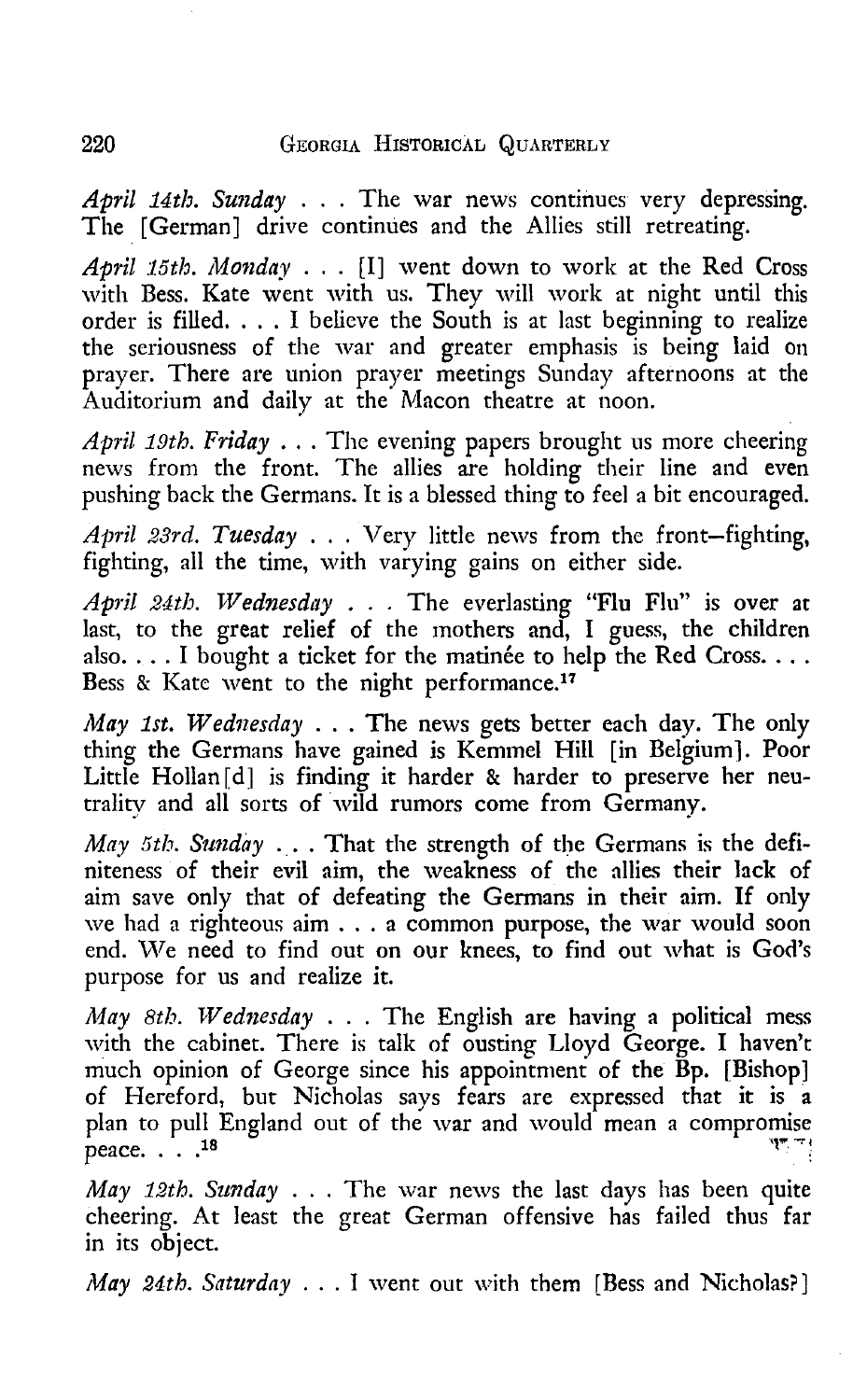*April 14th. Sunday* . . . The war news continues very depressing. The [German] drive continues and the Allies still retreating.

*April 15th. Monday* . . . [I] went down to work at the Red Cross with Bess. Kate went with us. They will work at night until this order is filled. . . . I believe the South is at last beginning to realize the seriousness of the war and greater emphasis is being laid on prayer. There are union prayer meetings Sunday afternoons at the Auditorium and daily at the Macon theatre at noon.

*April 19th. Friday* . . . The evening papers brought us more cheering news from the front. The allies are holding their line and even pushing back the Germans. It is a blessed thing to feel a bit encouraged.

*April 23rd. Tuesday* . . . Very little news from the front—fighting, fighting, all the time, with varying gains on either side.

*April 24th. Wednesday* . . . The everlasting "Flu Flu" is over at last, to the great relief of the mothers and, I guess, the children also. . . . I bought a ticket for the matinée to help the Red Cross. . . . Bess & Kate went to the night performance.[17]

*May 1st. Wednesday* . . . The news gets better each day. The only thing the Germans have gained is Kemmel Hill [in Belgium]. Poor Little Hollan[d] is finding it harder & harder to preserve her neutrality and all sorts of wild rumors come from Germany.

*May 5th. Sunday* . . . That the strength of the Germans is the definiteness of their evil aim, the weakness of the allies their lack of aim save only that of defeating the Germans in their aim. If only we had a righteous aim . . . a common purpose, the war would soon end. We need to find out on our knees, to find out what is God's purpose for us and realize it.

*May 8th. Wednesday* . . . The English are having a political mess with the cabinet. There is talk of ousting Lloyd George. I haven't much opinion of George since his appointment of the Bp. [Bishop] of Hereford, but Nicholas says fears are expressed that it is a plan to pull England out of the war and would mean a compromise peace. . . .[18]

*May 12th. Sunday* . . . The war news the last days has been quite cheering. At least the great German offensive has failed thus far in its object.

*May 24th. Saturday* . . . I went out with them [Bess and Nicholas?]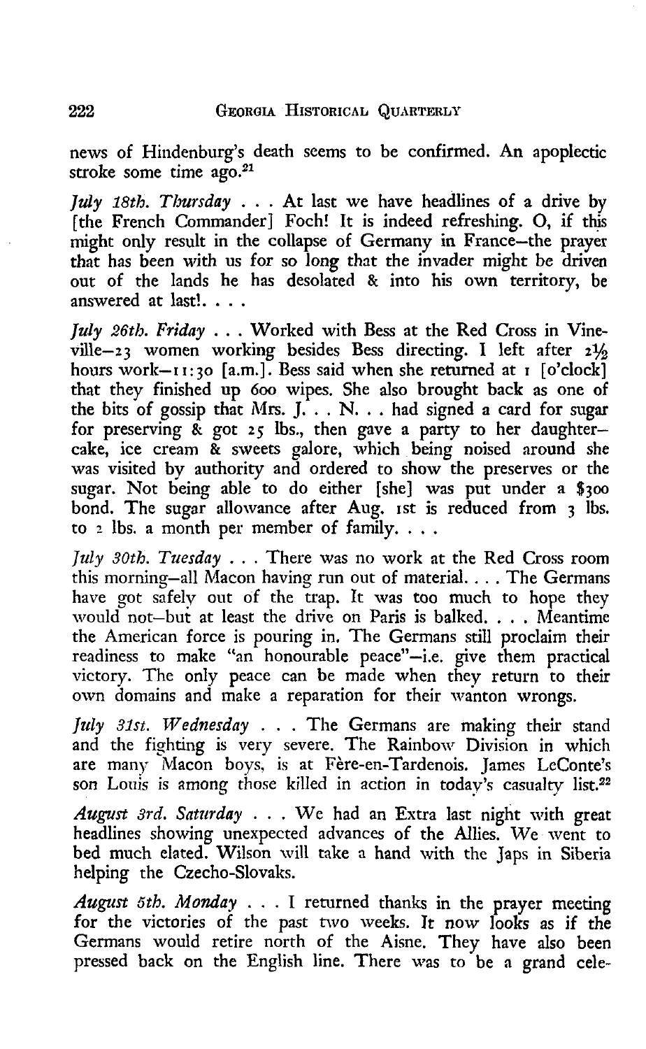news of Hindenburg's death seems to be confirmed. An apoplectic stroke some time ago.[21]

*July 18th. Thursday* . . . At last we have headlines of a drive by [the French Commander] Foch! It is indeed refreshing. O, if this might only result in the collapse of Germany in France—the prayer that has been with us for so long that the invader might be driven out of the lands he has desolated & into his own territory, be answered at last!. . . .

*July 26th. Friday* . . . Worked with Bess at the Red Cross in Vineville—23 women working besides Bess directing. I left after 2½ hours work—11:30 [a.m.]. Bess said when she returned at 1 [o'clock] that they finished up 600 wipes. She also brought back as one of the bits of gossip that Mrs. J. . . N. . . had signed a card for sugar for preserving & got 25 lbs., then gave a party to her daughter—cake, ice cream & sweets galore, which being noised around she was visited by authority and ordered to show the preserves or the sugar. Not being able to do either [she] was put under a $300 bond. The sugar allowance after Aug. 1st is reduced from 3 lbs. to 2 lbs. a month per member of family. . . .

*July 30th. Tuesday* . . . There was no work at the Red Cross room this morning—all Macon having run out of material. . . . The Germans have got safely out of the trap. It was too much to hope they would not—but at least the drive on Paris is balked. . . . Meantime the American force is pouring in. The Germans still proclaim their readiness to make "an honourable peace"—i.e. give them practical victory. The only peace can be made when they return to their own domains and make a reparation for their wanton wrongs.

*July 31st. Wednesday* . . . The Germans are making their stand and the fighting is very severe. The Rainbow Division in which are many Macon boys, is at Fère-en-Tardenois. James LeConte's son Louis is among those killed in action in today's casualty list.[22]

*August 3rd. Saturday* . . . We had an Extra last night with great headlines showing unexpected advances of the Allies. We went to bed much elated. Wilson will take a hand with the Japs in Siberia helping the Czecho-Slovaks.

*August 5th. Monday* . . . I returned thanks in the prayer meeting for the victories of the past two weeks. It now looks as if the Germans would retire north of the Aisne. They have also been pressed back on the English line. There was to be a grand cele-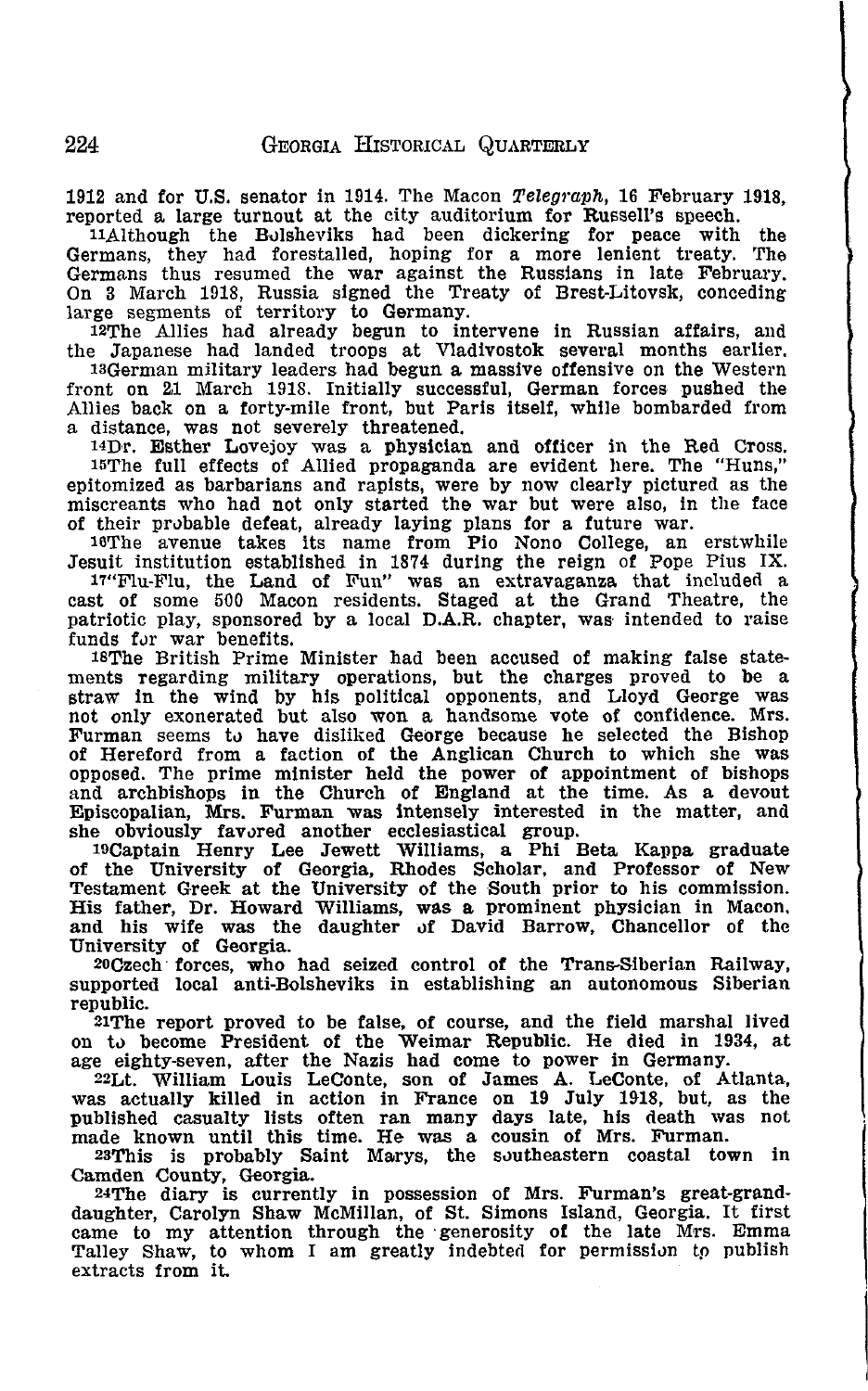1912 and for U.S. senator in 1914. The Macon *Telegraph*, 16 February 1918, reported a large turnout at the city auditorium for Russell's speech.

[11]Although the Bolsheviks had been dickering for peace with the Germans, they had forestalled, hoping for a more lenient treaty. The Germans thus resumed the war against the Russians in late February. On 3 March 1918, Russia signed the Treaty of Brest-Litovsk, conceding large segments of territory to Germany.

[12]The Allies had already begun to intervene in Russian affairs, and the Japanese had landed troops at Vladivostok several months earlier.

[13]German military leaders had begun a massive offensive on the Western front on 21 March 1918. Initially successful, German forces pushed the Allies back on a forty-mile front, but Paris itself, while bombarded from a distance, was not severely threatened.

[14]Dr. Esther Lovejoy was a physician and officer in the Red Cross.

[15]The full effects of Allied propaganda are evident here. The "Huns," epitomized as barbarians and rapists, were by now clearly pictured as the miscreants who had not only started the war but were also, in the face of their probable defeat, already laying plans for a future war.

[16]The avenue takes its name from Pio Nono College, an erstwhile Jesuit institution established in 1874 during the reign of Pope Pius IX.

[17]"Flu-Flu, the Land of Fun" was an extravaganza that included a cast of some 500 Macon residents. Staged at the Grand Theatre, the patriotic play, sponsored by a local D.A.R. chapter, was intended to raise funds for war benefits.

[18]The British Prime Minister had been accused of making false statements regarding military operations, but the charges proved to be a straw in the wind by his political opponents, and Lloyd George was not only exonerated but also won a handsome vote of confidence. Mrs. Furman seems to have disliked George because he selected the Bishop of Hereford from a faction of the Anglican Church to which she was opposed. The prime minister held the power of appointment of bishops and archbishops in the Church of England at the time. As a devout Episcopalian, Mrs. Furman was intensely interested in the matter, and she obviously favored another ecclesiastical group.

[19]Captain Henry Lee Jewett Williams, a Phi Beta Kappa graduate of the University of Georgia, Rhodes Scholar, and Professor of New Testament Greek at the University of the South prior to his commission. His father, Dr. Howard Williams, was a prominent physician in Macon, and his wife was the daughter of David Barrow, Chancellor of the University of Georgia.

[20]Czech forces, who had seized control of the Trans-Siberian Railway, supported local anti-Bolsheviks in establishing an autonomous Siberian republic.

[21]The report proved to be false, of course, and the field marshal lived on to become President of the Weimar Republic. He died in 1934, at age eighty-seven, after the Nazis had come to power in Germany.

[22]Lt. William Louis LeConte, son of James A. LeConte, of Atlanta, was actually killed in action in France on 19 July 1918, but, as the published casualty lists often ran many days late, his death was not made known until this time. He was a cousin of Mrs. Furman.

[23]This is probably Saint Marys, the southeastern coastal town in Camden County, Georgia.

[24]The diary is currently in possession of Mrs. Furman's great-granddaughter, Carolyn Shaw McMillan, of St. Simons Island, Georgia. It first came to my attention through the generosity of the late Mrs. Emma Talley Shaw, to whom I am greatly indebted for permission to publish extracts from it.